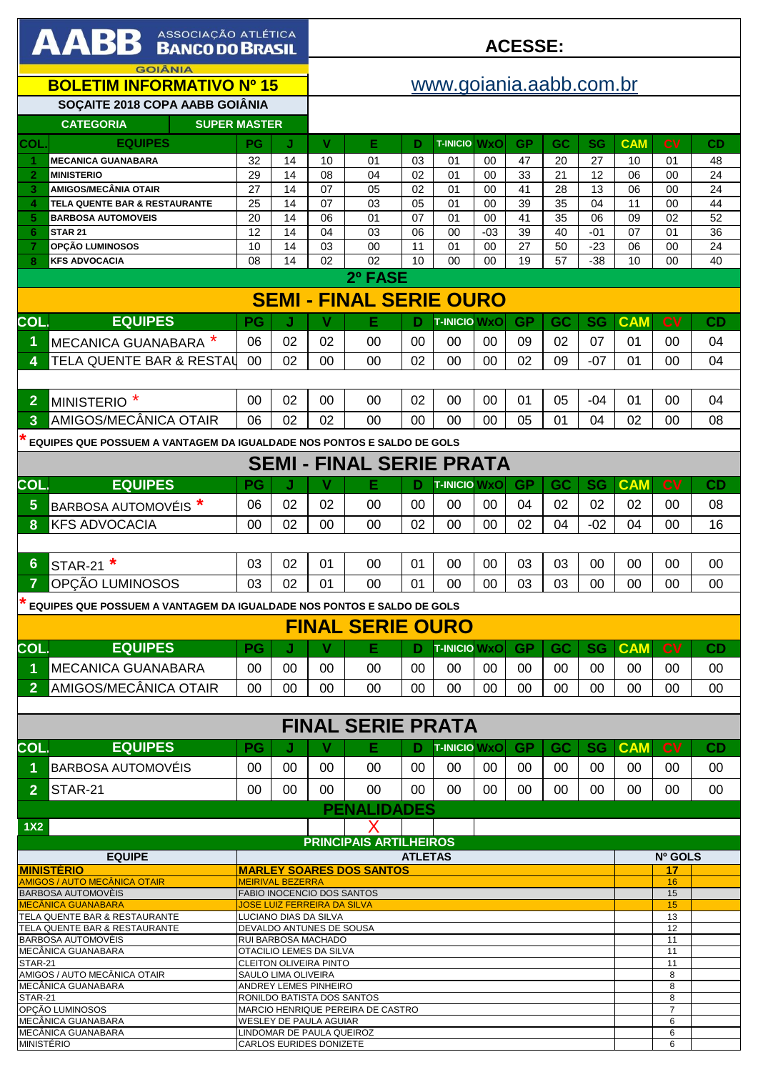# AABB ASSOCIAÇÃO ATLÉTICA BANCO DO BRASIL

GOIÂNIA

**ACESSE:**

www.goiania.aabb.com.br

## BOLETIM INFORMATIVO Nº 15

**SOÇAITE 2018 COPA AABB GOIÂNIA**

| CATEGORIA | SUPER MASTER |
|---|---|

| COL. | EQUIPES | PG | J | V | E | D | T-INICIO | WxO | GP | GC | SG | CAM | CV | CD |
|---|---|---|---|---|---|---|---|---|---|---|---|---|---|---|
| 1 | MECANICA GUANABARA | 32 | 14 | 10 | 01 | 03 | 01 | 00 | 47 | 20 | 27 | 10 | 01 | 48 |
| 2 | MINISTERIO | 29 | 14 | 08 | 04 | 02 | 01 | 00 | 33 | 21 | 12 | 06 | 00 | 24 |
| 3 | AMIGOS/MECÂNIA OTAIR | 27 | 14 | 07 | 05 | 02 | 01 | 00 | 41 | 28 | 13 | 06 | 00 | 24 |
| 4 | TELA QUENTE BAR & RESTAURANTE | 25 | 14 | 07 | 03 | 05 | 01 | 00 | 39 | 35 | 04 | 11 | 00 | 44 |
| 5 | BARBOSA AUTOMOVEIS | 20 | 14 | 06 | 01 | 07 | 01 | 00 | 41 | 35 | 06 | 09 | 02 | 52 |
| 6 | STAR 21 | 12 | 14 | 04 | 03 | 06 | 00 | -03 | 39 | 40 | -01 | 07 | 01 | 36 |
| 7 | OPÇÃO LUMINOSOS | 10 | 14 | 03 | 00 | 11 | 01 | 00 | 27 | 50 | -23 | 06 | 00 | 24 |
| 8 | KFS ADVOCACIA | 08 | 14 | 02 | 02 | 10 | 00 | 00 | 19 | 57 | -38 | 10 | 00 | 40 |

## 2º FASE

## SEMI - FINAL SERIE OURO

| COL. | EQUIPES | PG | J | V | E | D | T-INICIO | WxO | GP | GC | SG | CAM | CV | CD |
|---|---|---|---|---|---|---|---|---|---|---|---|---|---|---|
| 1 | MECANICA GUANABARA * | 06 | 02 | 02 | 00 | 00 | 00 | 00 | 09 | 02 | 07 | 01 | 00 | 04 |
| 4 | TELA QUENTE BAR & RESTAU | 00 | 02 | 00 | 00 | 02 | 00 | 00 | 02 | 09 | -07 | 01 | 00 | 04 |
| | | | | | | | | | | | | | | |
| 2 | MINISTERIO * | 00 | 02 | 00 | 00 | 02 | 00 | 00 | 01 | 05 | -04 | 01 | 00 | 04 |
| 3 | AMIGOS/MECÂNICA OTAIR | 06 | 02 | 02 | 00 | 00 | 00 | 00 | 05 | 01 | 04 | 02 | 00 | 08 |

* EQUIPES QUE POSSUEM A VANTAGEM DA IGUALDADE NOS PONTOS E SALDO DE GOLS

## SEMI - FINAL SERIE PRATA

| COL. | EQUIPES | PG | J | V | E | D | T-INICIO | WxO | GP | GC | SG | CAM | CV | CD |
|---|---|---|---|---|---|---|---|---|---|---|---|---|---|---|
| 5 | BARBOSA AUTOMOVÉIS * | 06 | 02 | 02 | 00 | 00 | 00 | 00 | 04 | 02 | 02 | 02 | 00 | 08 |
| 8 | KFS ADVOCACIA | 00 | 02 | 00 | 00 | 02 | 00 | 00 | 02 | 04 | -02 | 04 | 00 | 16 |
| | | | | | | | | | | | | | | |
| 6 | STAR-21 * | 03 | 02 | 01 | 00 | 01 | 00 | 00 | 03 | 03 | 00 | 00 | 00 | 00 |
| 7 | OPÇÃO LUMINOSOS | 03 | 02 | 01 | 00 | 01 | 00 | 00 | 03 | 03 | 00 | 00 | 00 | 00 |

* EQUIPES QUE POSSUEM A VANTAGEM DA IGUALDADE NOS PONTOS E SALDO DE GOLS

## FINAL SERIE OURO

| COL. | EQUIPES | PG | J | V | E | D | T-INICIO | WxO | GP | GC | SG | CAM | CV | CD |
|---|---|---|---|---|---|---|---|---|---|---|---|---|---|---|
| 1 | MECANICA GUANABARA | 00 | 00 | 00 | 00 | 00 | 00 | 00 | 00 | 00 | 00 | 00 | 00 | 00 |
| 2 | AMIGOS/MECÂNICA OTAIR | 00 | 00 | 00 | 00 | 00 | 00 | 00 | 00 | 00 | 00 | 00 | 00 | 00 |

## FINAL SERIE PRATA

| COL. | EQUIPES | PG | J | V | E | D | T-INICIO | WxO | GP | GC | SG | CAM | CV | CD |
|---|---|---|---|---|---|---|---|---|---|---|---|---|---|---|
| 1 | BARBOSA AUTOMOVÉIS | 00 | 00 | 00 | 00 | 00 | 00 | 00 | 00 | 00 | 00 | 00 | 00 | 00 |
| 2 | STAR-21 | 00 | 00 | 00 | 00 | 00 | 00 | 00 | 00 | 00 | 00 | 00 | 00 | 00 |

## PENALIDADES

| 1X2 | | X | |
|---|---|---|---|

## PRINCIPAIS ARTILHEIROS

| EQUIPE | ATLETAS | Nº GOLS |
|---|---|---|
| **MINISTÉRIO** | **MARLEY SOARES DOS SANTOS** | **17** |
| AMIGOS / AUTO MECÂNICA OTAIR | MEIRIVAL BEZERRA | 16 |
| BARBOSA AUTOMOVÉIS | FABIO INOCENCIO DOS SANTOS | 15 |
| MECÂNICA GUANABARA | JOSE LUIZ FERREIRA DA SILVA | 15 |
| TELA QUENTE BAR & RESTAURANTE | LUCIANO DIAS DA SILVA | 13 |
| TELA QUENTE BAR & RESTAURANTE | DEVALDO ANTUNES DE SOUSA | 12 |
| BARBOSA AUTOMOVÉIS | RUI BARBOSA MACHADO | 11 |
| MECÂNICA GUANABARA | OTACILIO LEMES DA SILVA | 11 |
| STAR-21 | CLEITON OLIVEIRA PINTO | 11 |
| AMIGOS / AUTO MECÂNICA OTAIR | SAULO LIMA OLIVEIRA | 8 |
| MECÂNICA GUANABARA | ANDREY LEMES PINHEIRO | 8 |
| STAR-21 | RONILDO BATISTA DOS SANTOS | 8 |
| OPÇÃO LUMINOSOS | MARCIO HENRIQUE PEREIRA DE CASTRO | 7 |
| MECÂNICA GUANABARA | WESLEY DE PAULA AGUIAR | 6 |
| MECÂNICA GUANABARA | LINDOMAR DE PAULA QUEIROZ | 6 |
| MINISTÉRIO | CARLOS EURIDES DONIZETE | 6 |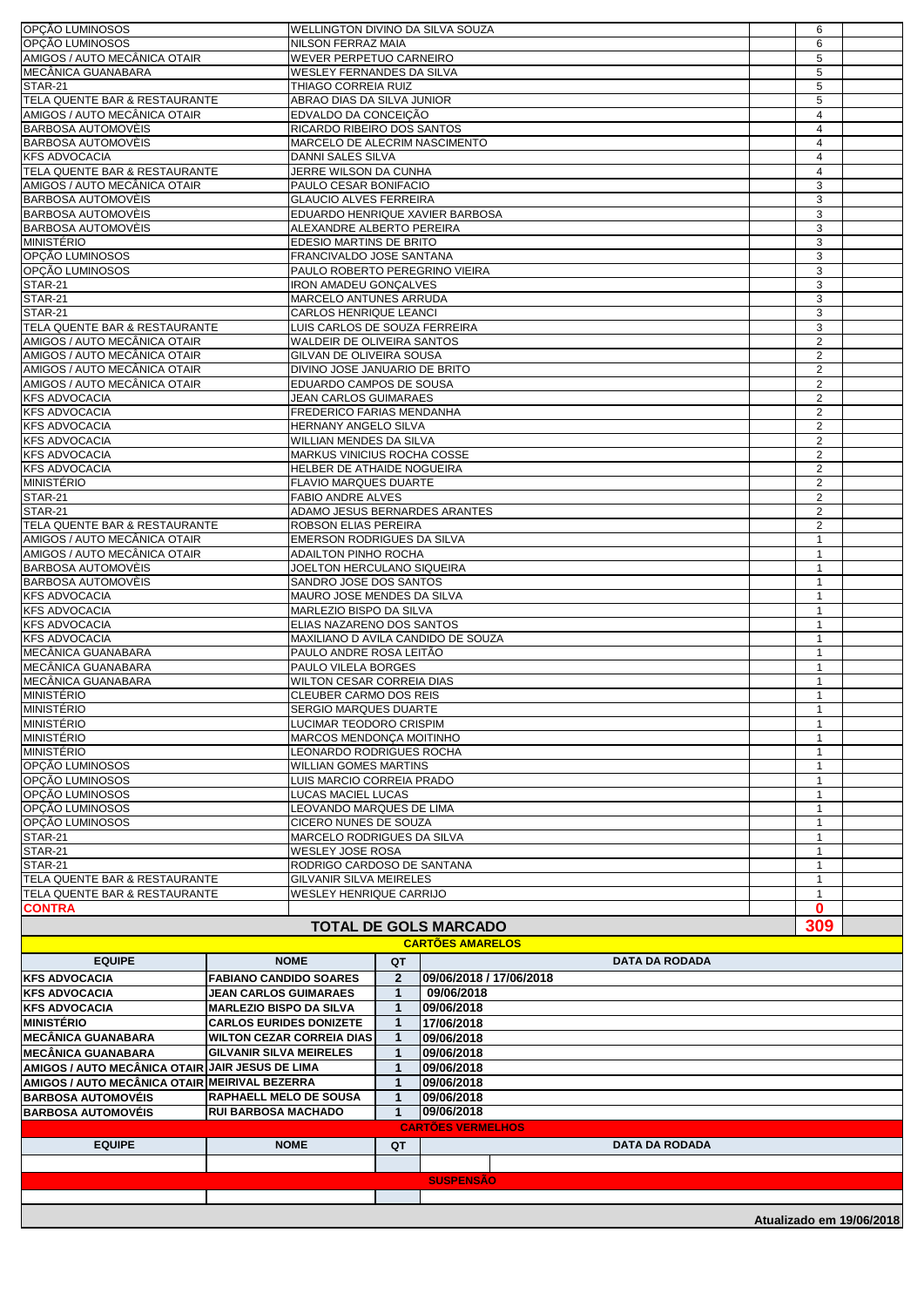| | | | |
|---|---|---|---|
| OPÇÃO LUMINOSOS | WELLINGTON DIVINO DA SILVA SOUZA | 6 | |
| OPÇÃO LUMINOSOS | NILSON FERRAZ MAIA | 6 | |
| AMIGOS / AUTO MECÂNICA OTAIR | WEVER PERPETUO CARNEIRO | 5 | |
| MECÂNICA GUANABARA | WESLEY FERNANDES DA SILVA | 5 | |
| STAR-21 | THIAGO CORREIA RUIZ | 5 | |
| TELA QUENTE BAR & RESTAURANTE | ABRAO DIAS DA SILVA JUNIOR | 5 | |
| AMIGOS / AUTO MECÂNICA OTAIR | EDVALDO DA CONCEIÇÃO | 4 | |
| BARBOSA AUTOMOVÈIS | RICARDO RIBEIRO DOS SANTOS | 4 | |
| BARBOSA AUTOMOVÈIS | MARCELO DE ALECRIM NASCIMENTO | 4 | |
| KFS ADVOCACIA | DANNI SALES SILVA | 4 | |
| TELA QUENTE BAR & RESTAURANTE | JERRE WILSON DA CUNHA | 4 | |
| AMIGOS / AUTO MECÂNICA OTAIR | PAULO CESAR BONIFACIO | 3 | |
| BARBOSA AUTOMOVÈIS | GLAUCIO ALVES FERREIRA | 3 | |
| BARBOSA AUTOMOVÈIS | EDUARDO HENRIQUE XAVIER BARBOSA | 3 | |
| BARBOSA AUTOMOVÈIS | ALEXANDRE ALBERTO PEREIRA | 3 | |
| MINISTÉRIO | EDESIO MARTINS DE BRITO | 3 | |
| OPÇÃO LUMINOSOS | FRANCIVALDO JOSE SANTANA | 3 | |
| OPÇÃO LUMINOSOS | PAULO ROBERTO PEREGRINO VIEIRA | 3 | |
| STAR-21 | IRON AMADEU GONÇALVES | 3 | |
| STAR-21 | MARCELO ANTUNES ARRUDA | 3 | |
| STAR-21 | CARLOS HENRIQUE LEANCI | 3 | |
| TELA QUENTE BAR & RESTAURANTE | LUIS CARLOS DE SOUZA FERREIRA | 3 | |
| AMIGOS / AUTO MECÂNICA OTAIR | WALDEIR DE OLIVEIRA SANTOS | 2 | |
| AMIGOS / AUTO MECÂNICA OTAIR | GILVAN DE OLIVEIRA SOUSA | 2 | |
| AMIGOS / AUTO MECÂNICA OTAIR | DIVINO JOSE JANUARIO DE BRITO | 2 | |
| AMIGOS / AUTO MECÂNICA OTAIR | EDUARDO CAMPOS DE SOUSA | 2 | |
| KFS ADVOCACIA | JEAN CARLOS GUIMARAES | 2 | |
| KFS ADVOCACIA | FREDERICO FARIAS MENDANHA | 2 | |
| KFS ADVOCACIA | HERNANY ANGELO SILVA | 2 | |
| KFS ADVOCACIA | WILLIAN MENDES DA SILVA | 2 | |
| KFS ADVOCACIA | MARKUS VINICIUS ROCHA COSSE | 2 | |
| KFS ADVOCACIA | HELBER DE ATHAIDE NOGUEIRA | 2 | |
| MINISTÉRIO | FLAVIO MARQUES DUARTE | 2 | |
| STAR-21 | FABIO ANDRE ALVES | 2 | |
| STAR-21 | ADAMO JESUS BERNARDES ARANTES | 2 | |
| TELA QUENTE BAR & RESTAURANTE | ROBSON ELIAS PEREIRA | 2 | |
| AMIGOS / AUTO MECÂNICA OTAIR | EMERSON RODRIGUES DA SILVA | 1 | |
| AMIGOS / AUTO MECÂNICA OTAIR | ADAILTON PINHO ROCHA | 1 | |
| BARBOSA AUTOMOVÈIS | JOELTON HERCULANO SIQUEIRA | 1 | |
| BARBOSA AUTOMOVÈIS | SANDRO JOSE DOS SANTOS | 1 | |
| KFS ADVOCACIA | MAURO JOSE MENDES DA SILVA | 1 | |
| KFS ADVOCACIA | MARLEZIO BISPO DA SILVA | 1 | |
| KFS ADVOCACIA | ELIAS NAZARENO DOS SANTOS | 1 | |
| KFS ADVOCACIA | MAXILIANO D AVILA CANDIDO DE SOUZA | 1 | |
| MECÂNICA GUANABARA | PAULO ANDRE ROSA LEITÃO | 1 | |
| MECÂNICA GUANABARA | PAULO VILELA BORGES | 1 | |
| MECÂNICA GUANABARA | WILTON CESAR CORREIA DIAS | 1 | |
| MINISTÉRIO | CLEUBER CARMO DOS REIS | 1 | |
| MINISTÉRIO | SERGIO MARQUES DUARTE | 1 | |
| MINISTÉRIO | LUCIMAR TEODORO CRISPIM | 1 | |
| MINISTÉRIO | MARCOS MENDONÇA MOITINHO | 1 | |
| MINISTÉRIO | LEONARDO RODRIGUES ROCHA | 1 | |
| OPÇÃO LUMINOSOS | WILLIAN GOMES MARTINS | 1 | |
| OPÇÃO LUMINOSOS | LUIS MARCIO CORREIA PRADO | 1 | |
| OPÇÃO LUMINOSOS | LUCAS MACIEL LUCAS | 1 | |
| OPÇÃO LUMINOSOS | LEOVANDO MARQUES DE LIMA | 1 | |
| OPÇÃO LUMINOSOS | CICERO NUNES DE SOUZA | 1 | |
| STAR-21 | MARCELO RODRIGUES DA SILVA | 1 | |
| STAR-21 | WESLEY JOSE ROSA | 1 | |
| STAR-21 | RODRIGO CARDOSO DE SANTANA | 1 | |
| TELA QUENTE BAR & RESTAURANTE | GILVANIR SILVA MEIRELES | 1 | |
| TELA QUENTE BAR & RESTAURANTE | WESLEY HENRIQUE CARRIJO | 1 | |
| **CONTRA** | | **0** | |
| | **TOTAL DE GOLS MARCADO** | **309** | |

**CARTÕES AMARELOS**

| EQUIPE | NOME | QT | DATA DA RODADA |
|---|---|---|---|
| KFS ADVOCACIA | FABIANO CANDIDO SOARES | 2 | 09/06/2018 / 17/06/2018 |
| KFS ADVOCACIA | JEAN CARLOS GUIMARAES | 1 | 09/06/2018 |
| KFS ADVOCACIA | MARLEZIO BISPO DA SILVA | 1 | 09/06/2018 |
| MINISTÉRIO | CARLOS EURIDES DONIZETE | 1 | 17/06/2018 |
| MECÂNICA GUANABARA | WILTON CEZAR CORREIA DIAS | 1 | 09/06/2018 |
| MECÂNICA GUANABARA | GILVANIR SILVA MEIRELES | 1 | 09/06/2018 |
| AMIGOS / AUTO MECÂNICA OTAIR | JAIR JESUS DE LIMA | 1 | 09/06/2018 |
| AMIGOS / AUTO MECÂNICA OTAIR | MEIRIVAL BEZERRA | 1 | 09/06/2018 |
| BARBOSA AUTOMOVÉIS | RAPHAELL MELO DE SOUSA | 1 | 09/06/2018 |
| BARBOSA AUTOMOVÉIS | RUI BARBOSA MACHADO | 1 | 09/06/2018 |

**CARTÕES VERMELHOS**

| EQUIPE | NOME | QT | DATA DA RODADA |
|---|---|---|---|
| | | | |

**SUSPENSÃO**

**Atualizado em 19/06/2018**